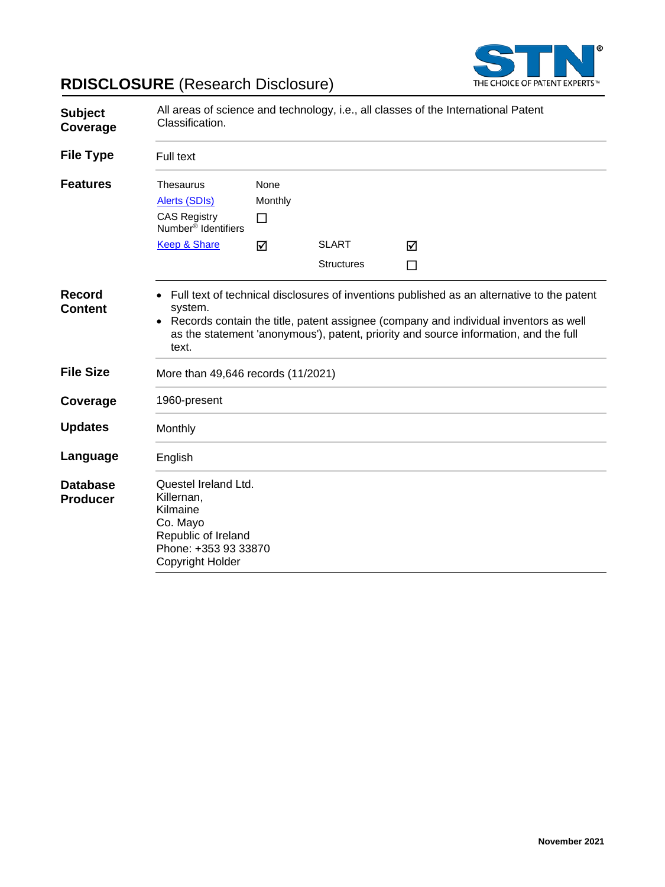# RDISCLOSURE (Research Disclosure)

| | |
|---|---|
| **Subject Coverage** | All areas of science and technology, i.e., all classes of the International Patent Classification. |
| **File Type** | Full text |
| **Features** | Thesaurus: None<br>Alerts (SDIs): Monthly<br>CAS Registry Number® Identifiers: ☐<br>Keep & Share: ☑<br>SLART: ☑<br>Structures: ☐ |
| **Record Content** | • Full text of technical disclosures of inventions published as an alternative to the patent system.<br>• Records contain the title, patent assignee (company and individual inventors as well as the statement 'anonymous'), patent, priority and source information, and the full text. |
| **File Size** | More than 49,646 records (11/2021) |
| **Coverage** | 1960-present |
| **Updates** | Monthly |
| **Language** | English |
| **Database Producer** | Questel Ireland Ltd.<br>Killernan,<br>Kilmaine<br>Co. Mayo<br>Republic of Ireland<br>Phone: +353 93 33870<br>Copyright Holder |

**November 2021**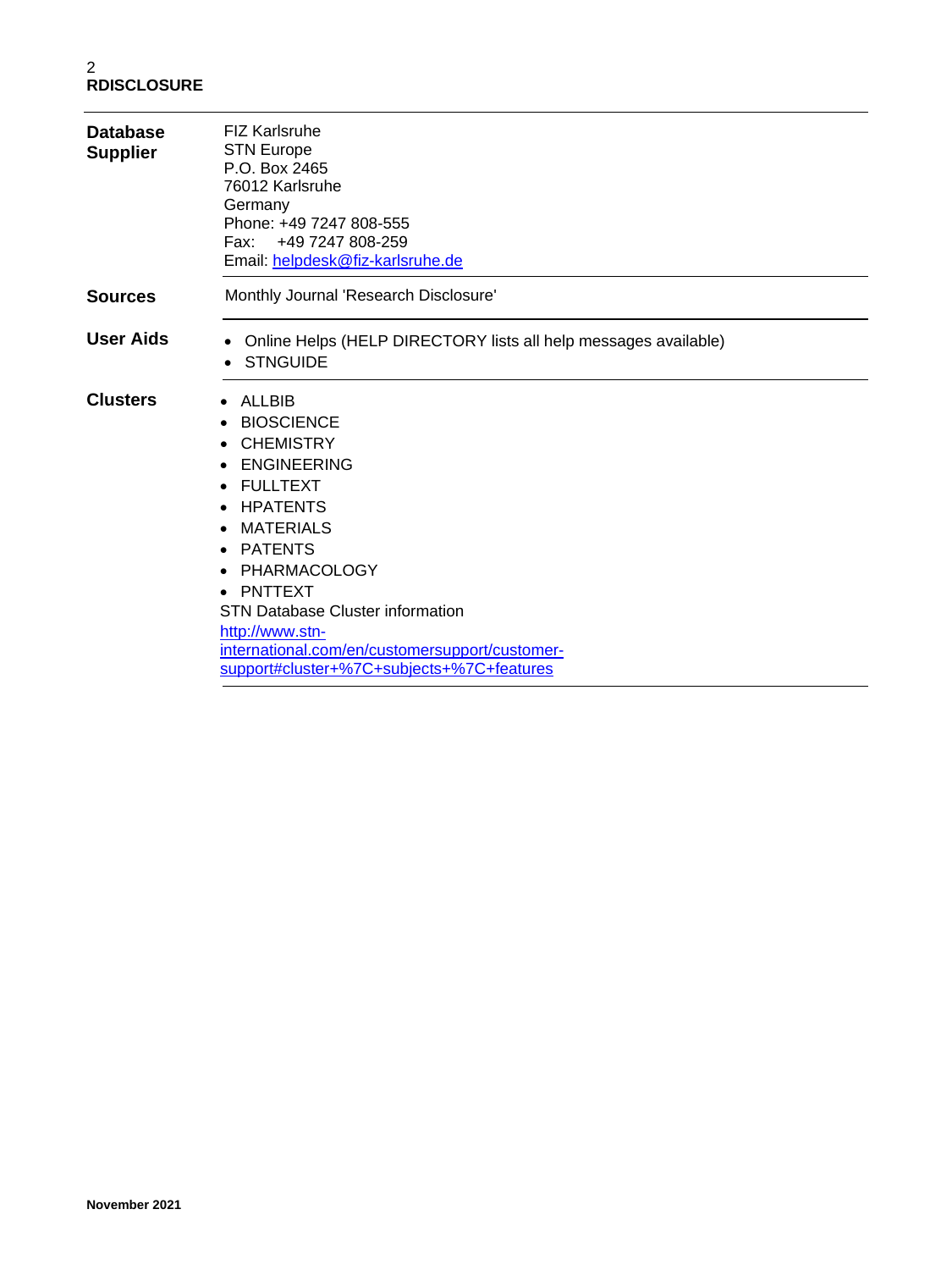| | |
|---|---|
| **Database Supplier** | FIZ Karlsruhe<br>STN Europe<br>P.O. Box 2465<br>76012 Karlsruhe<br>Germany<br>Phone: +49 7247 808-555<br>Fax: +49 7247 808-259<br>Email: helpdesk@fiz-karlsruhe.de |
| **Sources** | Monthly Journal 'Research Disclosure' |
| **User Aids** | • Online Helps (HELP DIRECTORY lists all help messages available)<br>• STNGUIDE |
| **Clusters** | • ALLBIB<br>• BIOSCIENCE<br>• CHEMISTRY<br>• ENGINEERING<br>• FULLTEXT<br>• HPATENTS<br>• MATERIALS<br>• PATENTS<br>• PHARMACOLOGY<br>• PNTTEXT<br>STN Database Cluster information<br>http://www.stn-international.com/en/customersupport/customer-support#cluster+%7C+subjects+%7C+features |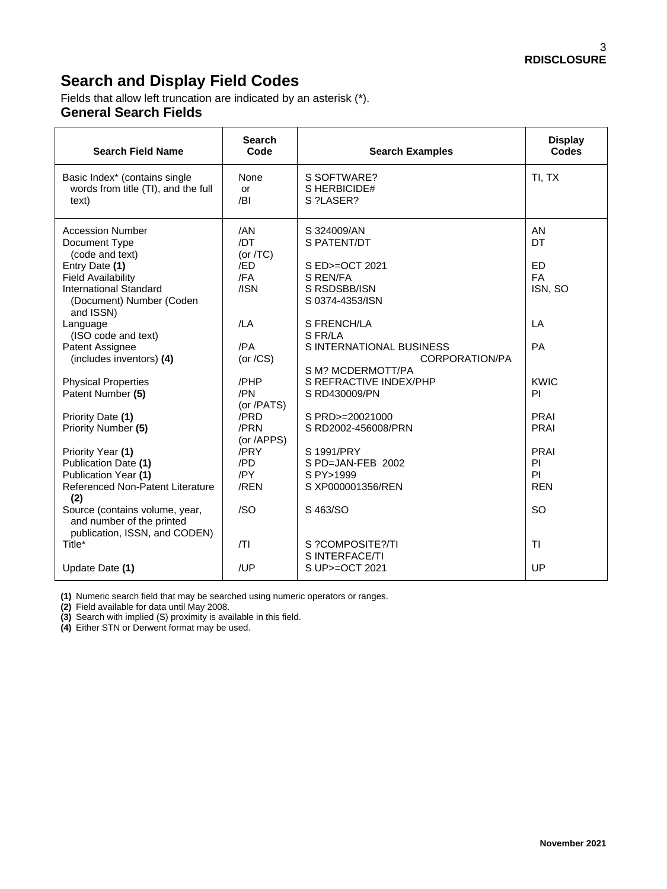## Search and Display Field Codes

Fields that allow left truncation are indicated by an asterisk (*).

### General Search Fields

| Search Field Name | Search Code | Search Examples | Display Codes |
|---|---|---|---|
| Basic Index* (contains single words from title (TI), and the full text) | None or /BI | S SOFTWARE?<br>S HERBICIDE#<br>S ?LASER? | TI, TX |
| Accession Number | /AN | S 324009/AN | AN |
| Document Type (code and text) | /DT (or /TC) | S PATENT/DT | DT |
| Entry Date **(1)** | /ED | S ED>=OCT 2021 | ED |
| Field Availability | /FA | S REN/FA | FA |
| International Standard (Document) Number (Coden and ISSN) | /ISN | S RSDSBB/ISN<br>S 0374-4353/ISN | ISN, SO |
| Language (ISO code and text) | /LA | S FRENCH/LA<br>S FR/LA | LA |
| Patent Assignee (includes inventors) **(4)** | /PA (or /CS) | S INTERNATIONAL BUSINESS CORPORATION/PA<br>S M? MCDERMOTT/PA | PA |
| Physical Properties | /PHP | S REFRACTIVE INDEX/PHP | KWIC |
| Patent Number **(5)** | /PN (or /PATS) | S RD430009/PN | PI |
| Priority Date **(1)** | /PRD | S PRD>=20021000 | PRAI |
| Priority Number **(5)** | /PRN (or /APPS) | S RD2002-456008/PRN | PRAI |
| Priority Year **(1)** | /PRY | S 1991/PRY | PRAI |
| Publication Date **(1)** | /PD | S PD=JAN-FEB 2002 | PI |
| Publication Year **(1)** | /PY | S PY>1999 | PI |
| Referenced Non-Patent Literature **(2)** | /REN | S XP000001356/REN | REN |
| Source (contains volume, year, and number of the printed publication, ISSN, and CODEN) | /SO | S 463/SO | SO |
| Title* | /TI | S ?COMPOSITE?/TI<br>S INTERFACE/TI | TI |
| Update Date **(1)** | /UP | S UP>=OCT 2021 | UP |

**(1)** Numeric search field that may be searched using numeric operators or ranges.
**(2)** Field available for data until May 2008.
**(3)** Search with implied (S) proximity is available in this field.
**(4)** Either STN or Derwent format may be used.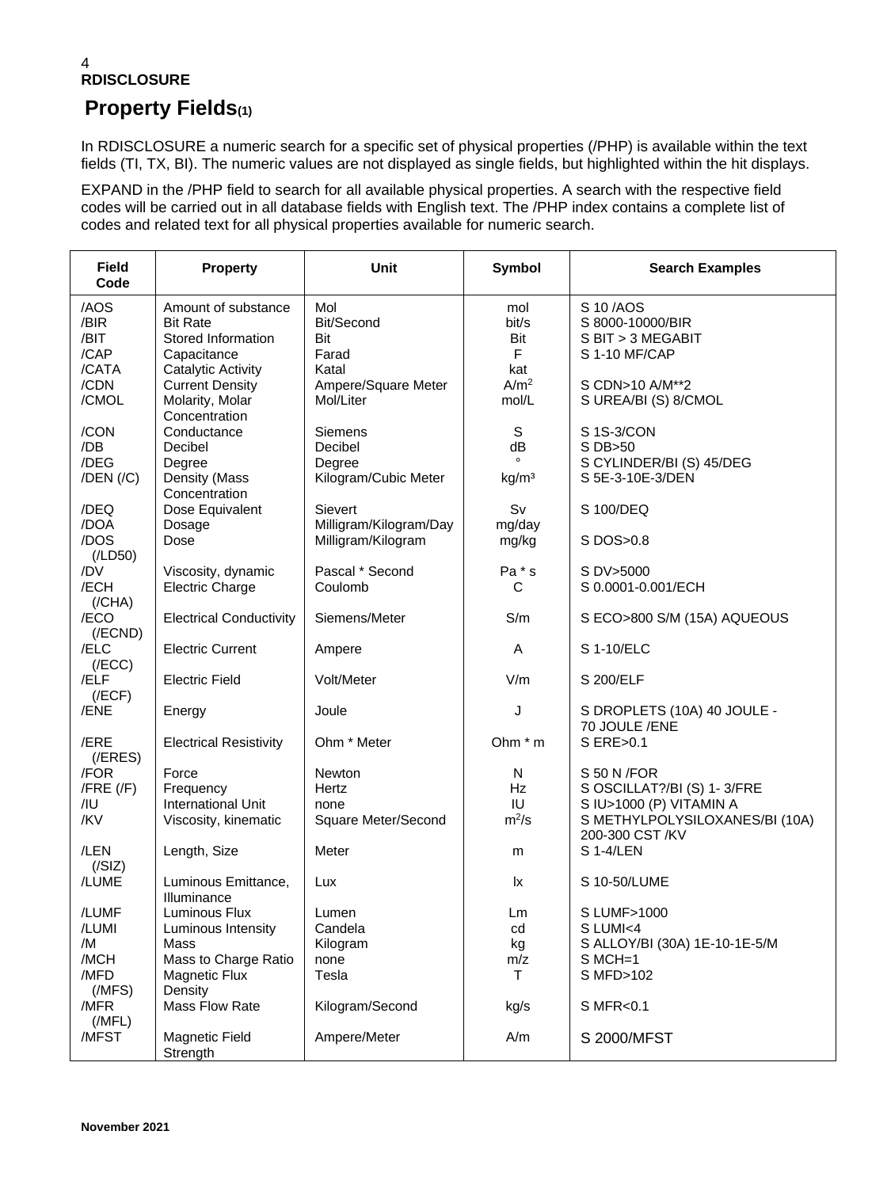# RDISCLOSURE

## Property Fields[(1)]

In RDISCLOSURE a numeric search for a specific set of physical properties (/PHP) is available within the text fields (TI, TX, BI). The numeric values are not displayed as single fields, but highlighted within the hit displays.

EXPAND in the /PHP field to search for all available physical properties. A search with the respective field codes will be carried out in all database fields with English text. The /PHP index contains a complete list of codes and related text for all physical properties available for numeric search.

| Field Code | Property | Unit | Symbol | Search Examples |
|---|---|---|---|---|
| /AOS | Amount of substance | Mol | mol | S 10 /AOS |
| /BIR | Bit Rate | Bit/Second | bit/s | S 8000-10000/BIR |
| /BIT | Stored Information | Bit | Bit | S BIT > 3 MEGABIT |
| /CAP | Capacitance | Farad | F | S 1-10 MF/CAP |
| /CATA | Catalytic Activity | Katal | kat | |
| /CDN | Current Density | Ampere/Square Meter | $A/m^2$ | S CDN>10 A/M**2 |
| /CMOL | Molarity, Molar Concentration | Mol/Liter | mol/L | S UREA/BI (S) 8/CMOL |
| /CON | Conductance | Siemens | S | S 1S-3/CON |
| /DB | Decibel | Decibel | dB | S DB>50 |
| /DEG | Degree | Degree | ° | S CYLINDER/BI (S) 45/DEG |
| /DEN (/C) | Density (Mass Concentration | Kilogram/Cubic Meter | $kg/m^3$ | S 5E-3-10E-3/DEN |
| /DEQ | Dose Equivalent | Sievert | Sv | S 100/DEQ |
| /DOA | Dosage | Milligram/Kilogram/Day | mg/day | |
| /DOS (/LD50) | Dose | Milligram/Kilogram | mg/kg | S DOS>0.8 |
| /DV | Viscosity, dynamic | Pascal * Second | Pa * s | S DV>5000 |
| /ECH (/CHA) | Electric Charge | Coulomb | C | S 0.0001-0.001/ECH |
| /ECO (/ECND) | Electrical Conductivity | Siemens/Meter | S/m | S ECO>800 S/M (15A) AQUEOUS |
| /ELC (/ECC) | Electric Current | Ampere | A | S 1-10/ELC |
| /ELF (/ECF) | Electric Field | Volt/Meter | V/m | S 200/ELF |
| /ENE | Energy | Joule | J | S DROPLETS (10A) 40 JOULE - 70 JOULE /ENE |
| /ERE (/ERES) | Electrical Resistivity | Ohm * Meter | Ohm * m | S ERE>0.1 |
| /FOR | Force | Newton | N | S 50 N /FOR |
| /FRE (/F) | Frequency | Hertz | Hz | S OSCILLAT?/BI (S) 1- 3/FRE |
| /IU | International Unit | none | IU | S IU>1000 (P) VITAMIN A |
| /KV | Viscosity, kinematic | Square Meter/Second | $m^2/s$ | S METHYLPOLYSILOXANES/BI (10A) 200-300 CST /KV |
| /LEN (/SIZ) | Length, Size | Meter | m | S 1-4/LEN |
| /LUME | Luminous Emittance, Illuminance | Lux | lx | S 10-50/LUME |
| /LUMF | Luminous Flux | Lumen | Lm | S LUMF>1000 |
| /LUMI | Luminous Intensity | Candela | cd | S LUMI<4 |
| /M | Mass | Kilogram | kg | S ALLOY/BI (30A) 1E-10-1E-5/M |
| /MCH | Mass to Charge Ratio | none | m/z | S MCH=1 |
| /MFD (/MFS) | Magnetic Flux Density | Tesla | T | S MFD>102 |
| /MFR (/MFL) | Mass Flow Rate | Kilogram/Second | kg/s | S MFR<0.1 |
| /MFST | Magnetic Field Strength | Ampere/Meter | A/m | S 2000/MFST |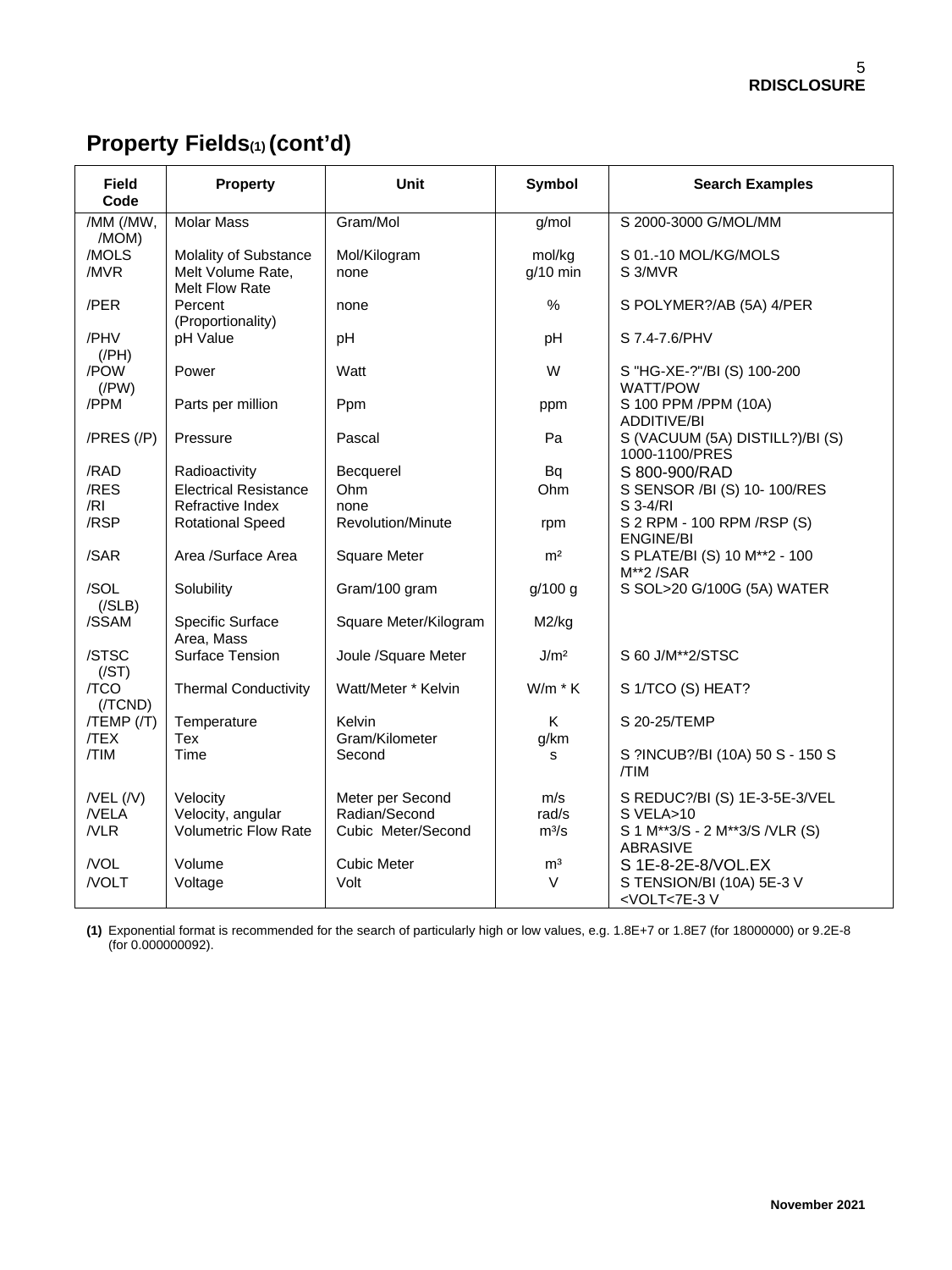## Property Fields(1) (cont'd)

| Field Code | Property | Unit | Symbol | Search Examples |
|---|---|---|---|---|
| /MM (/MW, /MOM) | Molar Mass | Gram/Mol | g/mol | S 2000-3000 G/MOL/MM |
| /MOLS | Molality of Substance | Mol/Kilogram | mol/kg | S 01.-10 MOL/KG/MOLS |
| /MVR | Melt Volume Rate, Melt Flow Rate | none | g/10 min | S 3/MVR |
| /PER | Percent (Proportionality) | none | % | S POLYMER?/AB (5A) 4/PER |
| /PHV (/PH) | pH Value | pH | pH | S 7.4-7.6/PHV |
| /POW (/PW) | Power | Watt | W | S "HG-XE-?"/BI (S) 100-200 WATT/POW |
| /PPM | Parts per million | Ppm | ppm | S 100 PPM /PPM (10A) ADDITIVE/BI |
| /PRES (/P) | Pressure | Pascal | Pa | S (VACUUM (5A) DISTILL?)/BI (S) 1000-1100/PRES |
| /RAD | Radioactivity | Becquerel | Bq | S 800-900/RAD |
| /RES | Electrical Resistance | Ohm | Ohm | S SENSOR /BI (S) 10- 100/RES |
| /RI | Refractive Index | none | | S 3-4/RI |
| /RSP | Rotational Speed | Revolution/Minute | rpm | S 2 RPM - 100 RPM /RSP (S) ENGINE/BI |
| /SAR | Area /Surface Area | Square Meter | $m^2$ | S PLATE/BI (S) 10 M**2 - 100 M**2 /SAR |
| /SOL (/SLB) | Solubility | Gram/100 gram | g/100 g | S SOL>20 G/100G (5A) WATER |
| /SSAM | Specific Surface Area, Mass | Square Meter/Kilogram | M2/kg | |
| /STSC (/ST) | Surface Tension | Joule /Square Meter | $J/m^2$ | S 60 J/M**2/STSC |
| /TCO (/TCND) | Thermal Conductivity | Watt/Meter * Kelvin | W/m * K | S 1/TCO (S) HEAT? |
| /TEMP (/T) | Temperature | Kelvin | K | S 20-25/TEMP |
| /TEX | Tex | Gram/Kilometer | g/km | |
| /TIM | Time | Second | s | S ?INCUB?/BI (10A) 50 S - 150 S /TIM |
| /VEL (/V) | Velocity | Meter per Second | m/s | S REDUC?/BI (S) 1E-3-5E-3/VEL |
| /VELA | Velocity, angular | Radian/Second | rad/s | S VELA>10 |
| /VLR | Volumetric Flow Rate | Cubic Meter/Second | $m^3/s$ | S 1 M**3/S - 2 M**3/S /VLR (S) ABRASIVE |
| /VOL | Volume | Cubic Meter | $m^3$ | S 1E-8-2E-8/VOL.EX |
| /VOLT | Voltage | Volt | V | S TENSION/BI (10A) 5E-3 V <VOLT<7E-3 V |

**(1)** Exponential format is recommended for the search of particularly high or low values, e.g. 1.8E+7 or 1.8E7 (for 18000000) or 9.2E-8 (for 0.000000092).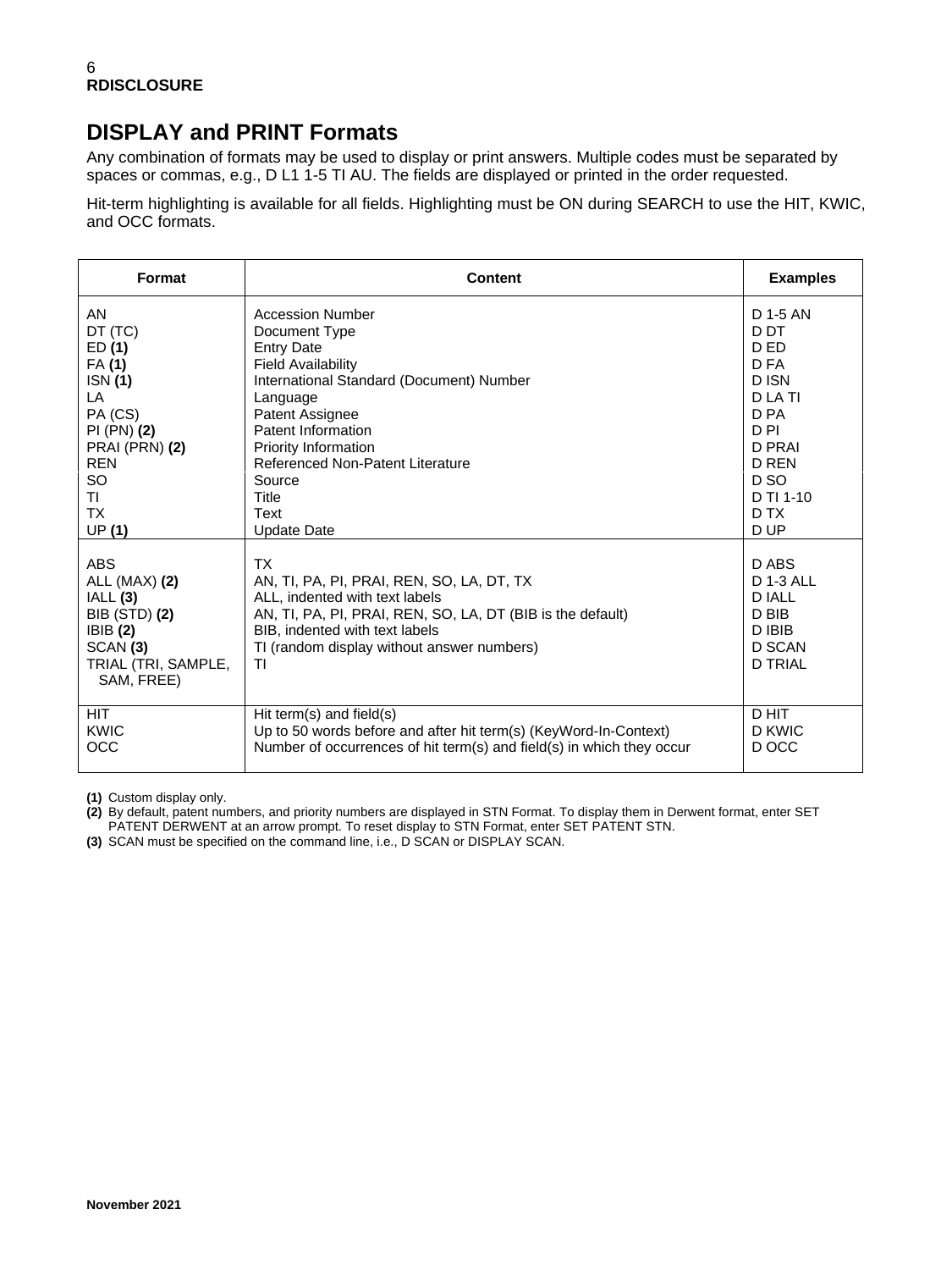## DISPLAY and PRINT Formats

Any combination of formats may be used to display or print answers. Multiple codes must be separated by spaces or commas, e.g., D L1 1-5 TI AU. The fields are displayed or printed in the order requested.

Hit-term highlighting is available for all fields. Highlighting must be ON during SEARCH to use the HIT, KWIC, and OCC formats.

| Format | Content | Examples |
|---|---|---|
| AN | Accession Number | D 1-5 AN |
| DT (TC) | Document Type | D DT |
| ED **(1)** | Entry Date | D ED |
| FA **(1)** | Field Availability | D FA |
| ISN **(1)** | International Standard (Document) Number | D ISN |
| LA | Language | D LA TI |
| PA (CS) | Patent Assignee | D PA |
| PI (PN) **(2)** | Patent Information | D PI |
| PRAI (PRN) **(2)** | Priority Information | D PRAI |
| REN | Referenced Non-Patent Literature | D REN |
| SO | Source | D SO |
| TI | Title | D TI 1-10 |
| TX | Text | D TX |
| UP **(1)** | Update Date | D UP |
| ABS | TX | D ABS |
| ALL (MAX) **(2)** | AN, TI, PA, PI, PRAI, REN, SO, LA, DT, TX | D 1-3 ALL |
| IALL **(3)** | ALL, indented with text labels | D IALL |
| BIB (STD) **(2)** | AN, TI, PA, PI, PRAI, REN, SO, LA, DT (BIB is the default) | D BIB |
| IBIB **(2)** | BIB, indented with text labels | D IBIB |
| SCAN **(3)** | TI (random display without answer numbers) | D SCAN |
| TRIAL (TRI, SAMPLE, SAM, FREE) | TI | D TRIAL |
| HIT | Hit term(s) and field(s) | D HIT |
| KWIC | Up to 50 words before and after hit term(s) (KeyWord-In-Context) | D KWIC |
| OCC | Number of occurrences of hit term(s) and field(s) in which they occur | D OCC |

**(1)** Custom display only.
**(2)** By default, patent numbers, and priority numbers are displayed in STN Format. To display them in Derwent format, enter SET PATENT DERWENT at an arrow prompt. To reset display to STN Format, enter SET PATENT STN.
**(3)** SCAN must be specified on the command line, i.e., D SCAN or DISPLAY SCAN.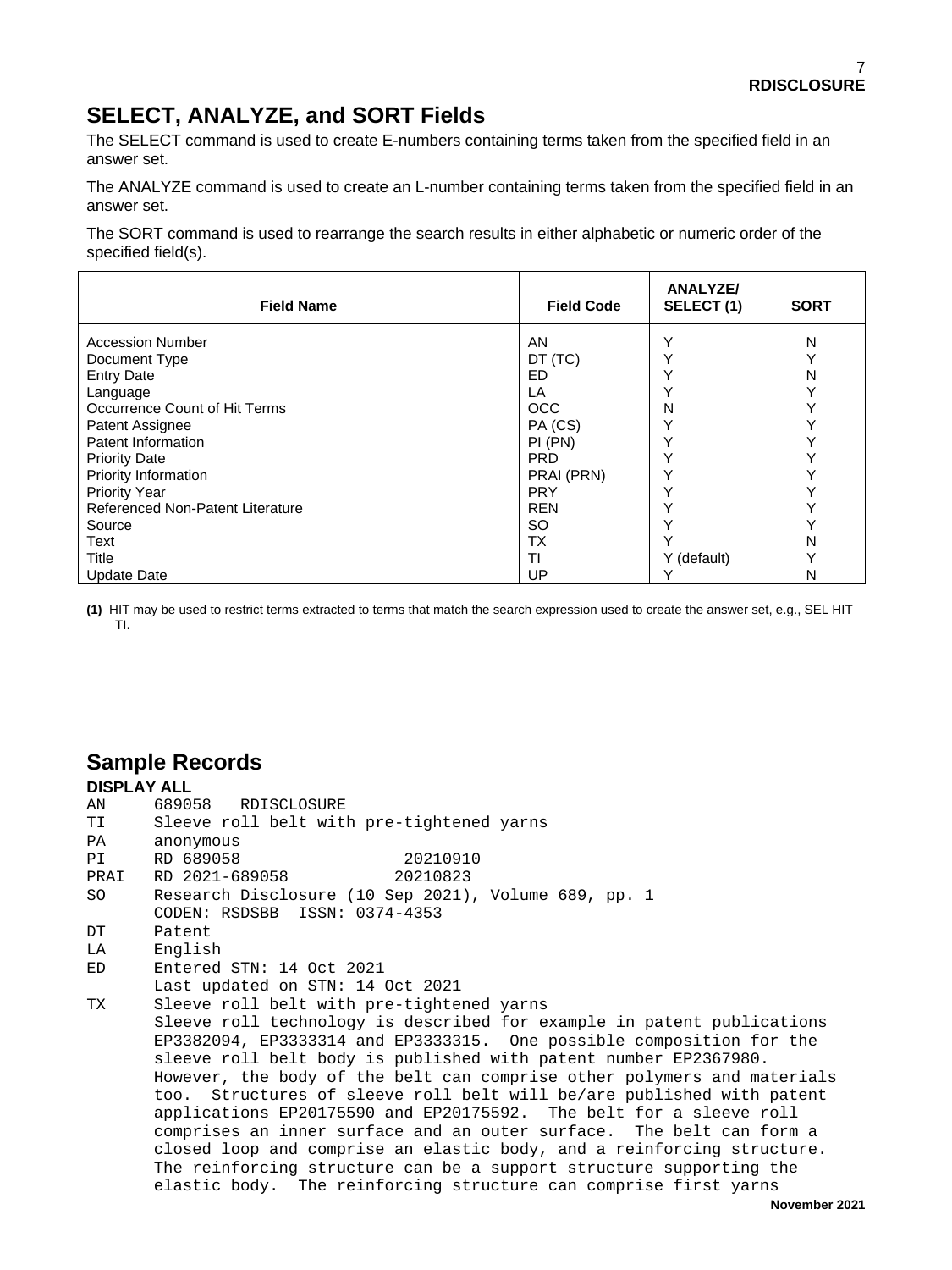## SELECT, ANALYZE, and SORT Fields

The SELECT command is used to create E-numbers containing terms taken from the specified field in an answer set.

The ANALYZE command is used to create an L-number containing terms taken from the specified field in an answer set.

The SORT command is used to rearrange the search results in either alphabetic or numeric order of the specified field(s).

| Field Name | Field Code | ANALYZE/ SELECT (1) | SORT |
|---|---|---|---|
| Accession Number | AN | Y | N |
| Document Type | DT (TC) | Y | Y |
| Entry Date | ED | Y | N |
| Language | LA | Y | Y |
| Occurrence Count of Hit Terms | OCC | N | Y |
| Patent Assignee | PA (CS) | Y | Y |
| Patent Information | PI (PN) | Y | Y |
| Priority Date | PRD | Y | Y |
| Priority Information | PRAI (PRN) | Y | Y |
| Priority Year | PRY | Y | Y |
| Referenced Non-Patent Literature | REN | Y | Y |
| Source | SO | Y | Y |
| Text | TX | Y | N |
| Title | TI | Y (default) | Y |
| Update Date | UP | Y | N |

**(1)** HIT may be used to restrict terms extracted to terms that match the search expression used to create the answer set, e.g., SEL HIT TI.

## Sample Records

**DISPLAY ALL**

```
AN     689058   RDISCLOSURE
TI     Sleeve roll belt with pre-tightened yarns
PA     anonymous
PI     RD 689058                20210910
PRAI   RD 2021-689058           20210823
SO     Research Disclosure (10 Sep 2021), Volume 689, pp. 1
       CODEN: RSDSBB  ISSN: 0374-4353
DT     Patent
LA     English
ED     Entered STN: 14 Oct 2021
       Last updated on STN: 14 Oct 2021
TX     Sleeve roll belt with pre-tightened yarns
       Sleeve roll technology is described for example in patent publications
       EP3382094, EP3333314 and EP3333315.  One possible composition for the
       sleeve roll belt body is published with patent number EP2367980.
       However, the body of the belt can comprise other polymers and materials
       too.  Structures of sleeve roll belt will be/are published with patent
       applications EP20175590 and EP20175592.  The belt for a sleeve roll
       comprises an inner surface and an outer surface.  The belt can form a
       closed loop and comprise an elastic body, and a reinforcing structure.
       The reinforcing structure can be a support structure supporting the
       elastic body.  The reinforcing structure can comprise first yarns
```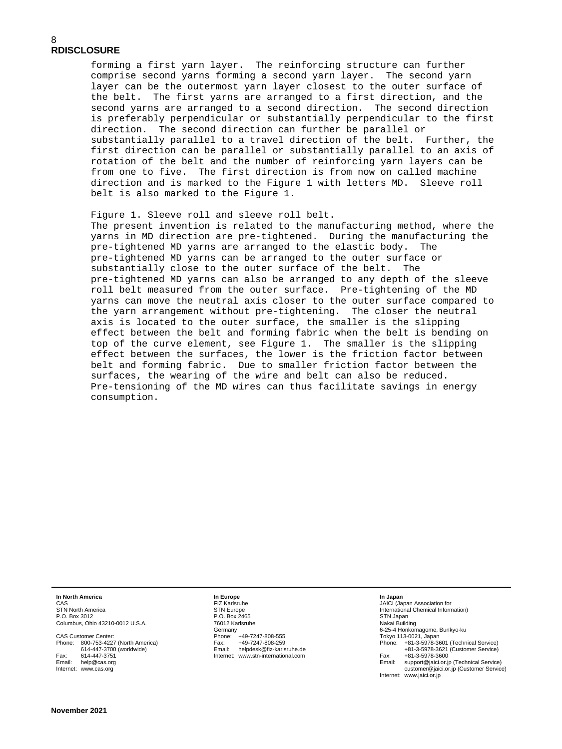forming a first yarn layer. The reinforcing structure can further comprise second yarns forming a second yarn layer. The second yarn layer can be the outermost yarn layer closest to the outer surface of the belt. The first yarns are arranged to a first direction, and the second yarns are arranged to a second direction. The second direction is preferably perpendicular or substantially perpendicular to the first direction. The second direction can further be parallel or substantially parallel to a travel direction of the belt. Further, the first direction can be parallel or substantially parallel to an axis of rotation of the belt and the number of reinforcing yarn layers can be from one to five. The first direction is from now on called machine direction and is marked to the Figure 1 with letters MD. Sleeve roll belt is also marked to the Figure 1.

Figure 1. Sleeve roll and sleeve roll belt.

The present invention is related to the manufacturing method, where the yarns in MD direction are pre-tightened. During the manufacturing the pre-tightened MD yarns are arranged to the elastic body. The pre-tightened MD yarns can be arranged to the outer surface or substantially close to the outer surface of the belt. The pre-tightened MD yarns can also be arranged to any depth of the sleeve roll belt measured from the outer surface. Pre-tightening of the MD yarns can move the neutral axis closer to the outer surface compared to the yarn arrangement without pre-tightening. The closer the neutral axis is located to the outer surface, the smaller is the slipping effect between the belt and forming fabric when the belt is bending on top of the curve element, see Figure 1. The smaller is the slipping effect between the surfaces, the lower is the friction factor between belt and forming fabric. Due to smaller friction factor between the surfaces, the wearing of the wire and belt can also be reduced. Pre-tensioning of the MD wires can thus facilitate savings in energy consumption.